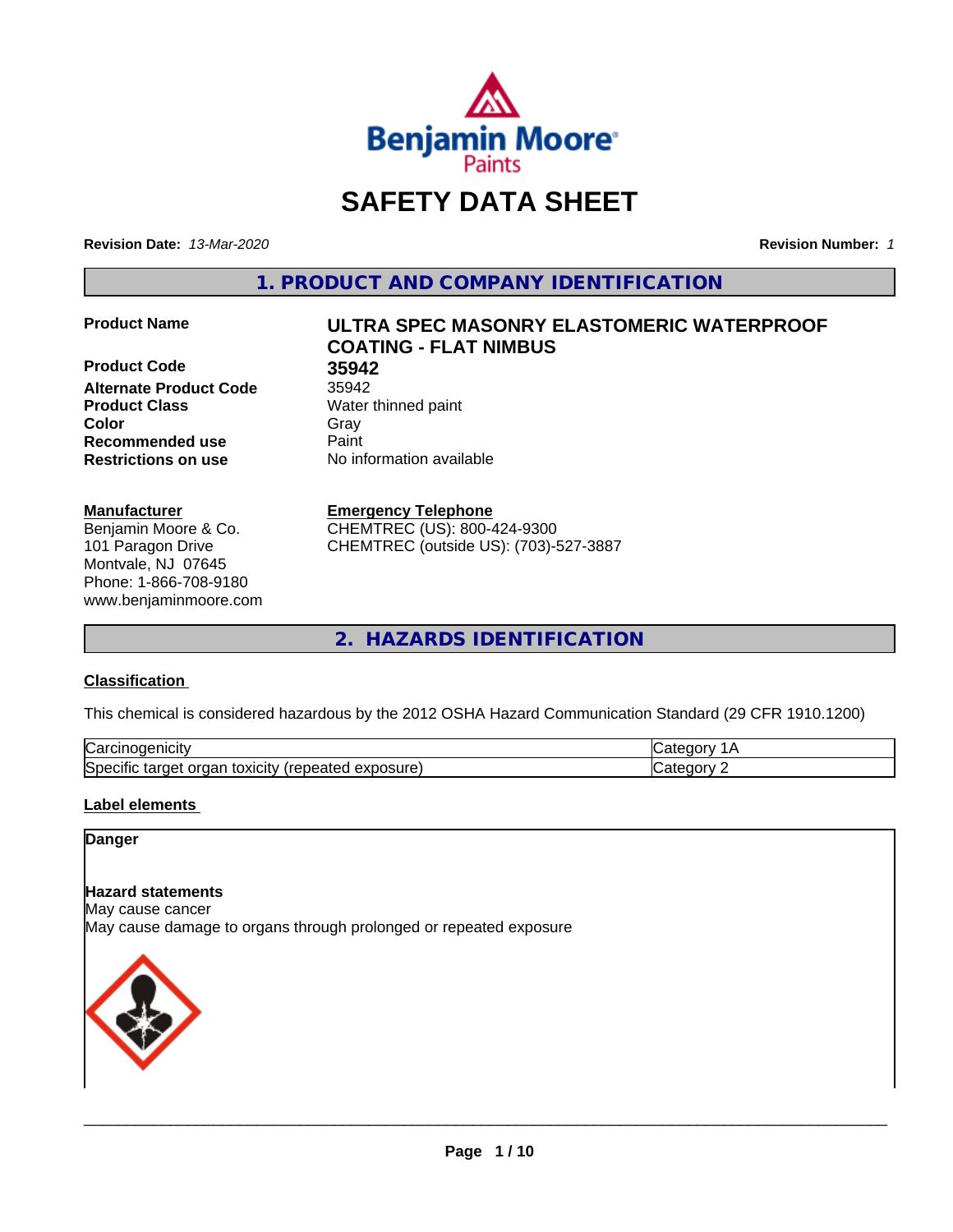# SAFETY DATA SHEET

**Revision Date:** *13-Mar-2020*

**Revision Number:** *1*

## 1. PRODUCT AND COMPANY IDENTIFICATION

| | |
|---|---|
| **Product Name** | **ULTRA SPEC MASONRY ELASTOMERIC WATERPROOF COATING - FLAT NIMBUS** |
| **Product Code** | **35942** |
| **Alternate Product Code** | 35942 |
| **Product Class** | Water thinned paint |
| **Color** | Gray |
| **Recommended use** | Paint |
| **Restrictions on use** | No information available |

**Manufacturer**
Benjamin Moore & Co.
101 Paragon Drive
Montvale, NJ 07645
Phone: 1-866-708-9180
www.benjaminmoore.com

**Emergency Telephone**
CHEMTREC (US): 800-424-9300
CHEMTREC (outside US): (703)-527-3887

## 2. HAZARDS IDENTIFICATION

### Classification

This chemical is considered hazardous by the 2012 OSHA Hazard Communication Standard (29 CFR 1910.1200)

| | |
|---|---|
| Carcinogenicity | Category 1A |
| Specific target organ toxicity (repeated exposure) | Category 2 |

### Label elements

**Danger**

**Hazard statements**
May cause cancer
May cause damage to organs through prolonged or repeated exposure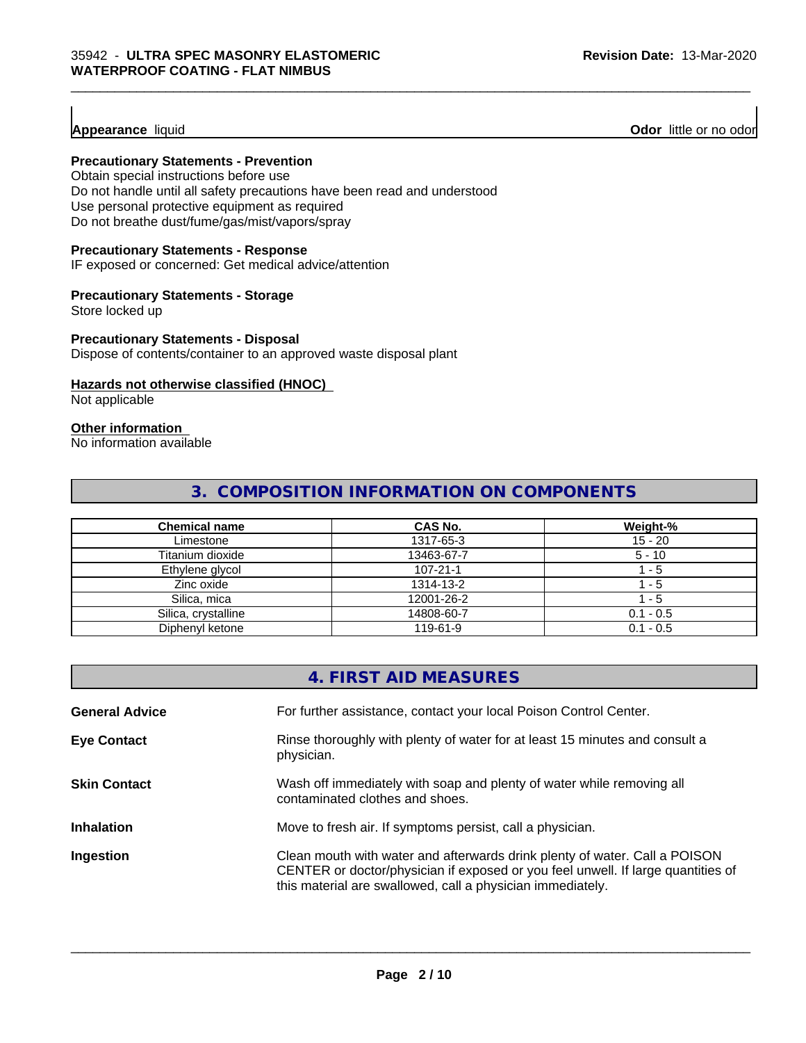**Appearance** liquid **Odor** little or no odor

**Precautionary Statements - Prevention**

Obtain special instructions before use
Do not handle until all safety precautions have been read and understood
Use personal protective equipment as required
Do not breathe dust/fume/gas/mist/vapors/spray

**Precautionary Statements - Response**

IF exposed or concerned: Get medical advice/attention

**Precautionary Statements - Storage**

Store locked up

**Precautionary Statements - Disposal**

Dispose of contents/container to an approved waste disposal plant

**Hazards not otherwise classified (HNOC)**

Not applicable

**Other information**

No information available

## 3. COMPOSITION INFORMATION ON COMPONENTS

| Chemical name | CAS No. | Weight-% |
|---|---|---|
| Limestone | 1317-65-3 | 15 - 20 |
| Titanium dioxide | 13463-67-7 | 5 - 10 |
| Ethylene glycol | 107-21-1 | 1 - 5 |
| Zinc oxide | 1314-13-2 | 1 - 5 |
| Silica, mica | 12001-26-2 | 1 - 5 |
| Silica, crystalline | 14808-60-7 | 0.1 - 0.5 |
| Diphenyl ketone | 119-61-9 | 0.1 - 0.5 |

## 4. FIRST AID MEASURES

**General Advice** For further assistance, contact your local Poison Control Center.

**Eye Contact** Rinse thoroughly with plenty of water for at least 15 minutes and consult a physician.

**Skin Contact** Wash off immediately with soap and plenty of water while removing all contaminated clothes and shoes.

**Inhalation** Move to fresh air. If symptoms persist, call a physician.

**Ingestion** Clean mouth with water and afterwards drink plenty of water. Call a POISON CENTER or doctor/physician if exposed or you feel unwell. If large quantities of this material are swallowed, call a physician immediately.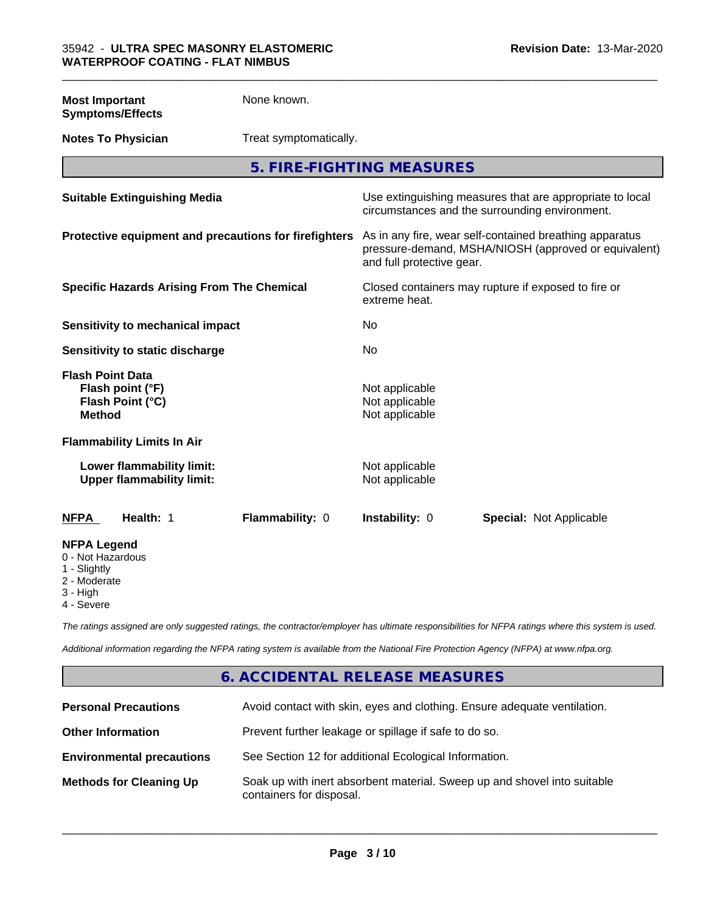| | |
|---|---|
| **Most Important Symptoms/Effects** | None known. |
| **Notes To Physician** | Treat symptomatically. |

## 5. FIRE-FIGHTING MEASURES

| | |
|---|---|
| **Suitable Extinguishing Media** | Use extinguishing measures that are appropriate to local circumstances and the surrounding environment. |
| **Protective equipment and precautions for firefighters** | As in any fire, wear self-contained breathing apparatus pressure-demand, MSHA/NIOSH (approved or equivalent) and full protective gear. |
| **Specific Hazards Arising From The Chemical** | Closed containers may rupture if exposed to fire or extreme heat. |
| **Sensitivity to mechanical impact** | No |
| **Sensitivity to static discharge** | No |

**Flash Point Data**

| | |
|---|---|
| **Flash point (°F)** | Not applicable |
| **Flash Point (°C)** | Not applicable |
| **Method** | Not applicable |

**Flammability Limits In Air**

| | |
|---|---|
| **Lower flammability limit:** | Not applicable |
| **Upper flammability limit:** | Not applicable |

| **NFPA** | **Health:** 1 | **Flammability:** 0 | **Instability:** 0 | **Special:** Not Applicable |
|---|---|---|---|---|

**NFPA Legend**
- 0 - Not Hazardous
- 1 - Slightly
- 2 - Moderate
- 3 - High
- 4 - Severe

*The ratings assigned are only suggested ratings, the contractor/employer has ultimate responsibilities for NFPA ratings where this system is used.*

*Additional information regarding the NFPA rating system is available from the National Fire Protection Agency (NFPA) at www.nfpa.org.*

## 6. ACCIDENTAL RELEASE MEASURES

| | |
|---|---|
| **Personal Precautions** | Avoid contact with skin, eyes and clothing. Ensure adequate ventilation. |
| **Other Information** | Prevent further leakage or spillage if safe to do so. |
| **Environmental precautions** | See Section 12 for additional Ecological Information. |
| **Methods for Cleaning Up** | Soak up with inert absorbent material. Sweep up and shovel into suitable containers for disposal. |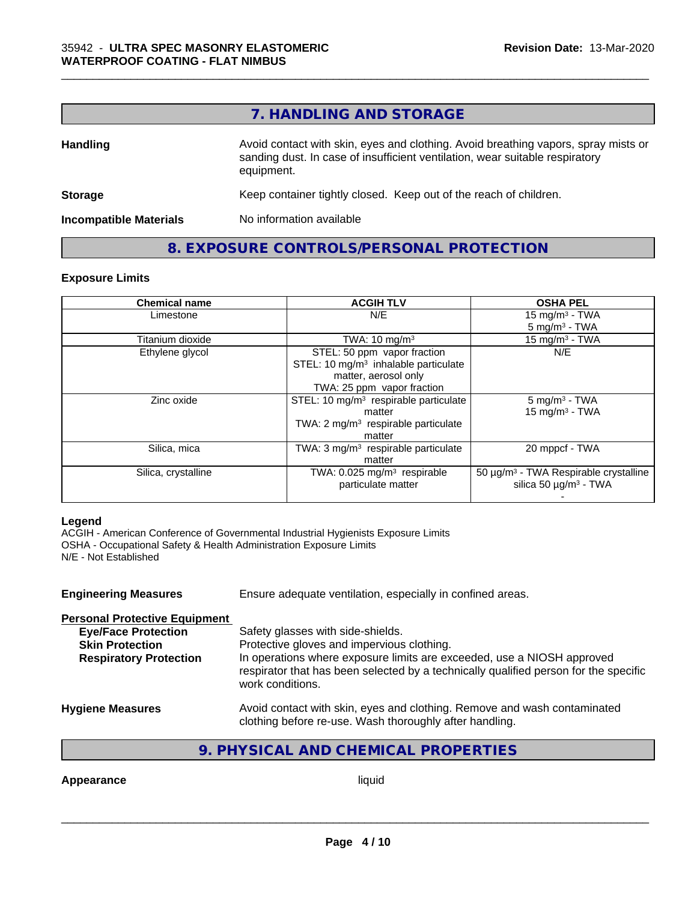## 7. HANDLING AND STORAGE

**Handling** Avoid contact with skin, eyes and clothing. Avoid breathing vapors, spray mists or sanding dust. In case of insufficient ventilation, wear suitable respiratory equipment.

**Storage** Keep container tightly closed. Keep out of the reach of children.

**Incompatible Materials** No information available

## 8. EXPOSURE CONTROLS/PERSONAL PROTECTION

### Exposure Limits

| Chemical name | ACGIH TLV | OSHA PEL |
|---|---|---|
| Limestone | N/E | 15 mg/m³ - TWA<br>5 mg/m³ - TWA |
| Titanium dioxide | TWA: 10 mg/m³ | 15 mg/m³ - TWA |
| Ethylene glycol | STEL: 50 ppm vapor fraction<br>STEL: 10 mg/m³ inhalable particulate matter, aerosol only<br>TWA: 25 ppm vapor fraction | N/E |
| Zinc oxide | STEL: 10 mg/m³ respirable particulate matter<br>TWA: 2 mg/m³ respirable particulate matter | 5 mg/m³ - TWA<br>15 mg/m³ - TWA |
| Silica, mica | TWA: 3 mg/m³ respirable particulate matter | 20 mppcf - TWA |
| Silica, crystalline | TWA: 0.025 mg/m³ respirable particulate matter | 50 µg/m³ - TWA Respirable crystalline silica 50 µg/m³ - TWA<br>- |

**Legend**
ACGIH - American Conference of Governmental Industrial Hygienists Exposure Limits
OSHA - Occupational Safety & Health Administration Exposure Limits
N/E - Not Established

**Engineering Measures** Ensure adequate ventilation, especially in confined areas.

**Personal Protective Equipment**

**Eye/Face Protection** Safety glasses with side-shields.
**Skin Protection** Protective gloves and impervious clothing.
**Respiratory Protection** In operations where exposure limits are exceeded, use a NIOSH approved respirator that has been selected by a technically qualified person for the specific work conditions.

**Hygiene Measures** Avoid contact with skin, eyes and clothing. Remove and wash contaminated clothing before re-use. Wash thoroughly after handling.

## 9. PHYSICAL AND CHEMICAL PROPERTIES

**Appearance** liquid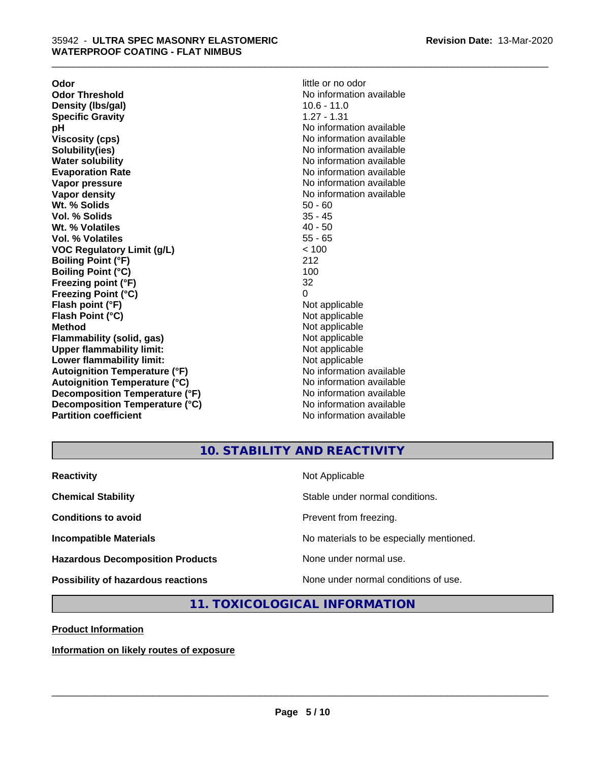| | |
|---|---|
| **Odor** | little or no odor |
| **Odor Threshold** | No information available |
| **Density (lbs/gal)** | 10.6 - 11.0 |
| **Specific Gravity** | 1.27 - 1.31 |
| **pH** | No information available |
| **Viscosity (cps)** | No information available |
| **Solubility(ies)** | No information available |
| **Water solubility** | No information available |
| **Evaporation Rate** | No information available |
| **Vapor pressure** | No information available |
| **Vapor density** | No information available |
| **Wt. % Solids** | 50 - 60 |
| **Vol. % Solids** | 35 - 45 |
| **Wt. % Volatiles** | 40 - 50 |
| **Vol. % Volatiles** | 55 - 65 |
| **VOC Regulatory Limit (g/L)** | < 100 |
| **Boiling Point (°F)** | 212 |
| **Boiling Point (°C)** | 100 |
| **Freezing point (°F)** | 32 |
| **Freezing Point (°C)** | 0 |
| **Flash point (°F)** | Not applicable |
| **Flash Point (°C)** | Not applicable |
| **Method** | Not applicable |
| **Flammability (solid, gas)** | Not applicable |
| **Upper flammability limit:** | Not applicable |
| **Lower flammability limit:** | Not applicable |
| **Autoignition Temperature (°F)** | No information available |
| **Autoignition Temperature (°C)** | No information available |
| **Decomposition Temperature (°F)** | No information available |
| **Decomposition Temperature (°C)** | No information available |
| **Partition coefficient** | No information available |

## 10. STABILITY AND REACTIVITY

| | |
|---|---|
| **Reactivity** | Not Applicable |
| **Chemical Stability** | Stable under normal conditions. |
| **Conditions to avoid** | Prevent from freezing. |
| **Incompatible Materials** | No materials to be especially mentioned. |
| **Hazardous Decomposition Products** | None under normal use. |
| **Possibility of hazardous reactions** | None under normal conditions of use. |

## 11. TOXICOLOGICAL INFORMATION

**Product Information**

**Information on likely routes of exposure**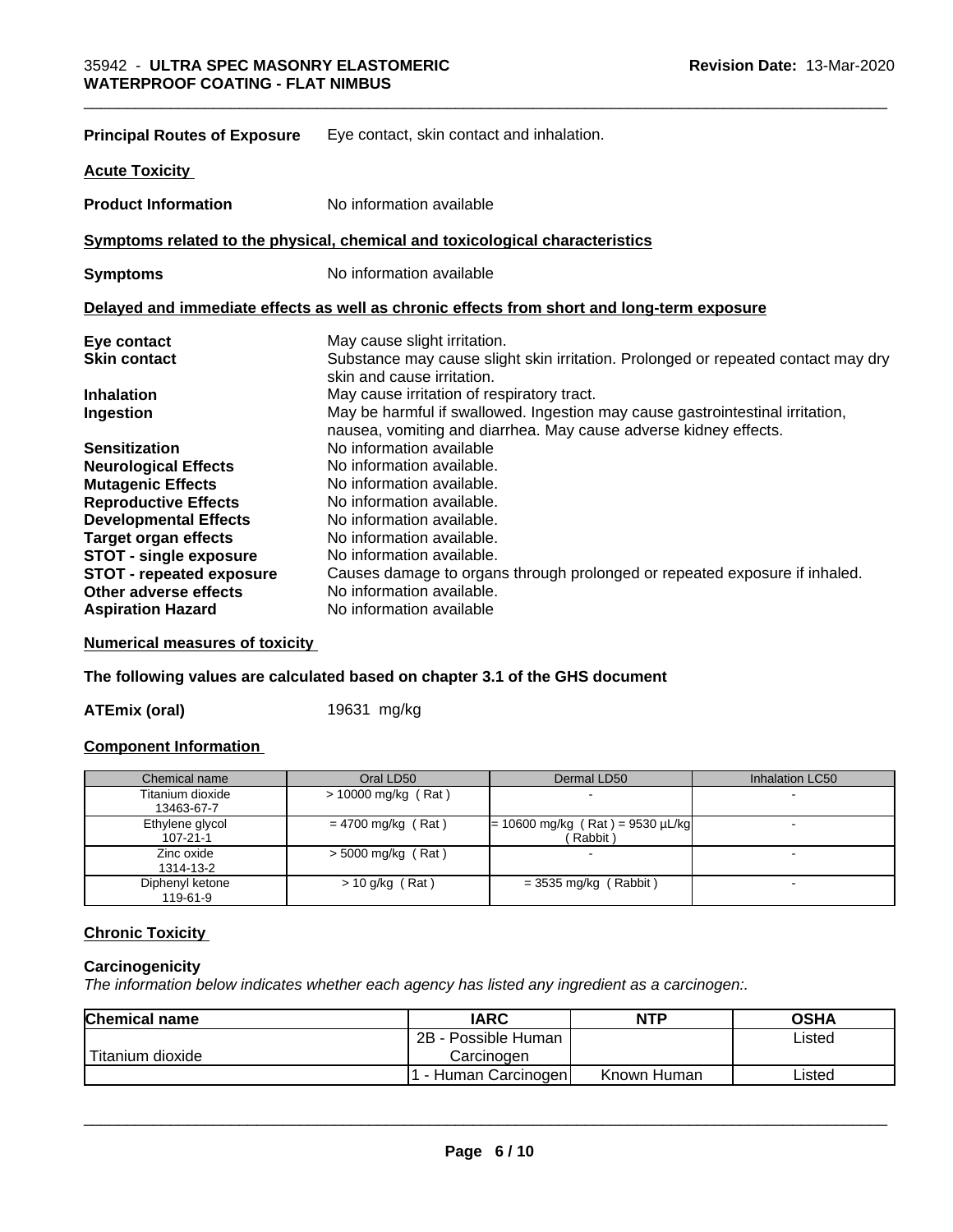**Principal Routes of Exposure** Eye contact, skin contact and inhalation.

**Acute Toxicity**

**Product Information** No information available

**Symptoms related to the physical, chemical and toxicological characteristics**

**Symptoms** No information available

**Delayed and immediate effects as well as chronic effects from short and long-term exposure**

**Eye contact** May cause slight irritation.
**Skin contact** Substance may cause slight skin irritation. Prolonged or repeated contact may dry skin and cause irritation.
**Inhalation** May cause irritation of respiratory tract.
**Ingestion** May be harmful if swallowed. Ingestion may cause gastrointestinal irritation, nausea, vomiting and diarrhea. May cause adverse kidney effects.
**Sensitization** No information available
**Neurological Effects** No information available.
**Mutagenic Effects** No information available.
**Reproductive Effects** No information available.
**Developmental Effects** No information available.
**Target organ effects** No information available.
**STOT - single exposure** No information available.
**STOT - repeated exposure** Causes damage to organs through prolonged or repeated exposure if inhaled.
**Other adverse effects** No information available.
**Aspiration Hazard** No information available

**Numerical measures of toxicity**

**The following values are calculated based on chapter 3.1 of the GHS document**

**ATEmix (oral)** 19631 mg/kg

**Component Information**

| Chemical name | Oral LD50 | Dermal LD50 | Inhalation LC50 |
|---|---|---|---|
| Titanium dioxide<br>13463-67-7 | > 10000 mg/kg ( Rat ) | - | - |
| Ethylene glycol<br>107-21-1 | = 4700 mg/kg ( Rat ) | = 10600 mg/kg ( Rat ) = 9530 µL/kg ( Rabbit ) | - |
| Zinc oxide<br>1314-13-2 | > 5000 mg/kg ( Rat ) | - | - |
| Diphenyl ketone<br>119-61-9 | > 10 g/kg ( Rat ) | = 3535 mg/kg ( Rabbit ) | - |

**Chronic Toxicity**

**Carcinogenicity**

*The information below indicates whether each agency has listed any ingredient as a carcinogen:.*

| Chemical name | IARC | NTP | OSHA |
|---|---|---|---|
| Titanium dioxide | 2B - Possible Human Carcinogen | | Listed |
| | 1 - Human Carcinogen | Known Human | Listed |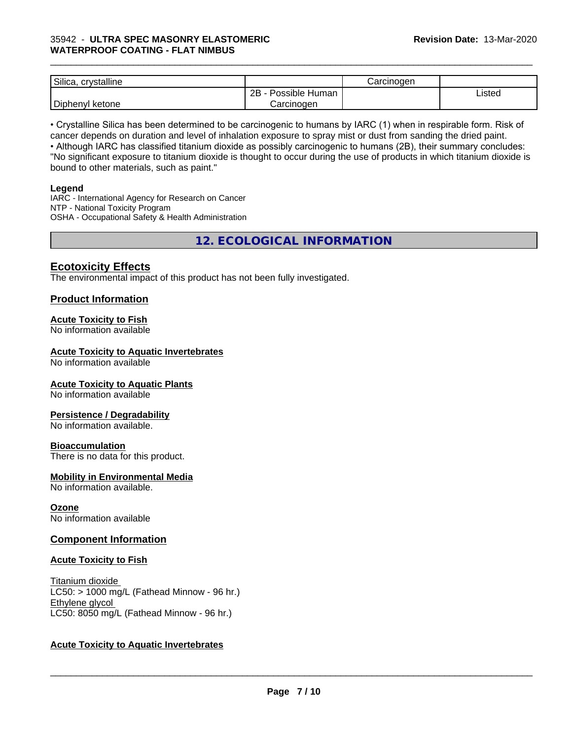| Silica, crystalline | | Carcinogen | |
|---|---|---|---|
| Diphenyl ketone | 2B - Possible Human Carcinogen | | Listed |

• Crystalline Silica has been determined to be carcinogenic to humans by IARC (1) when in respirable form. Risk of cancer depends on duration and level of inhalation exposure to spray mist or dust from sanding the dried paint.
• Although IARC has classified titanium dioxide as possibly carcinogenic to humans (2B), their summary concludes: "No significant exposure to titanium dioxide is thought to occur during the use of products in which titanium dioxide is bound to other materials, such as paint."

**Legend**
IARC - International Agency for Research on Cancer
NTP - National Toxicity Program
OSHA - Occupational Safety & Health Administration

## 12. ECOLOGICAL INFORMATION

### Ecotoxicity Effects
The environmental impact of this product has not been fully investigated.

### Product Information

**Acute Toxicity to Fish**
No information available

**Acute Toxicity to Aquatic Invertebrates**
No information available

**Acute Toxicity to Aquatic Plants**
No information available

**Persistence / Degradability**
No information available.

**Bioaccumulation**
There is no data for this product.

**Mobility in Environmental Media**
No information available.

**Ozone**
No information available

### Component Information

**Acute Toxicity to Fish**

Titanium dioxide
LC50: > 1000 mg/L (Fathead Minnow - 96 hr.)
Ethylene glycol
LC50: 8050 mg/L (Fathead Minnow - 96 hr.)

**Acute Toxicity to Aquatic Invertebrates**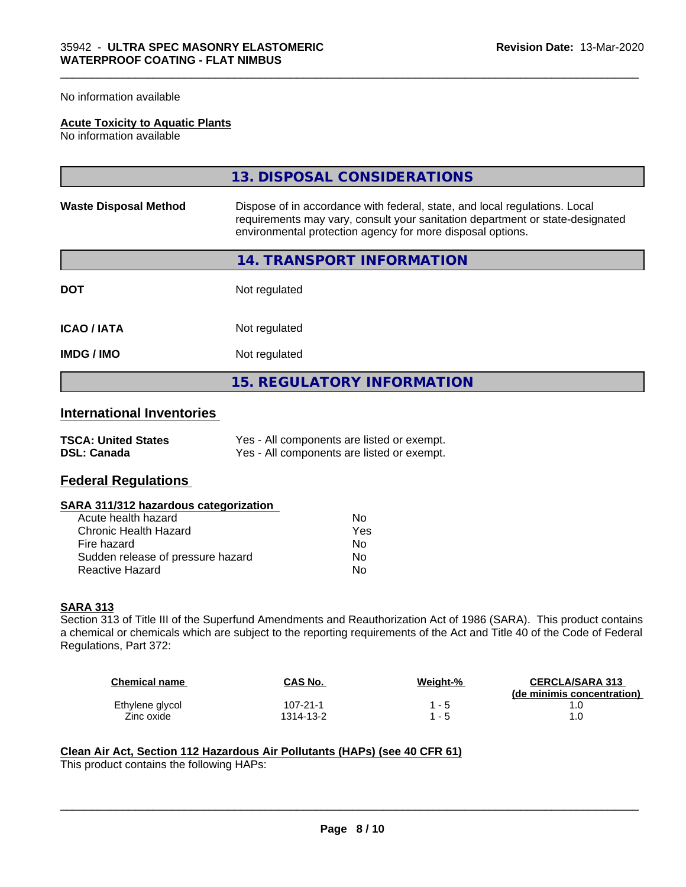No information available

**Acute Toxicity to Aquatic Plants**
No information available

## 13. DISPOSAL CONSIDERATIONS

**Waste Disposal Method** Dispose of in accordance with federal, state, and local regulations. Local requirements may vary, consult your sanitation department or state-designated environmental protection agency for more disposal options.

## 14. TRANSPORT INFORMATION

**DOT** Not regulated

**ICAO / IATA** Not regulated

**IMDG / IMO** Not regulated

## 15. REGULATORY INFORMATION

### International Inventories

**TSCA: United States** Yes - All components are listed or exempt.
**DSL: Canada** Yes - All components are listed or exempt.

### Federal Regulations

**SARA 311/312 hazardous categorization**

| | |
|---|---|
| Acute health hazard | No |
| Chronic Health Hazard | Yes |
| Fire hazard | No |
| Sudden release of pressure hazard | No |
| Reactive Hazard | No |

**SARA 313**
Section 313 of Title III of the Superfund Amendments and Reauthorization Act of 1986 (SARA). This product contains a chemical or chemicals which are subject to the reporting requirements of the Act and Title 40 of the Code of Federal Regulations, Part 372:

| Chemical name | CAS No. | Weight-% | CERCLA/SARA 313 (de minimis concentration) |
|---|---|---|---|
| Ethylene glycol | 107-21-1 | 1 - 5 | 1.0 |
| Zinc oxide | 1314-13-2 | 1 - 5 | 1.0 |

**Clean Air Act, Section 112 Hazardous Air Pollutants (HAPs) (see 40 CFR 61)**
This product contains the following HAPs: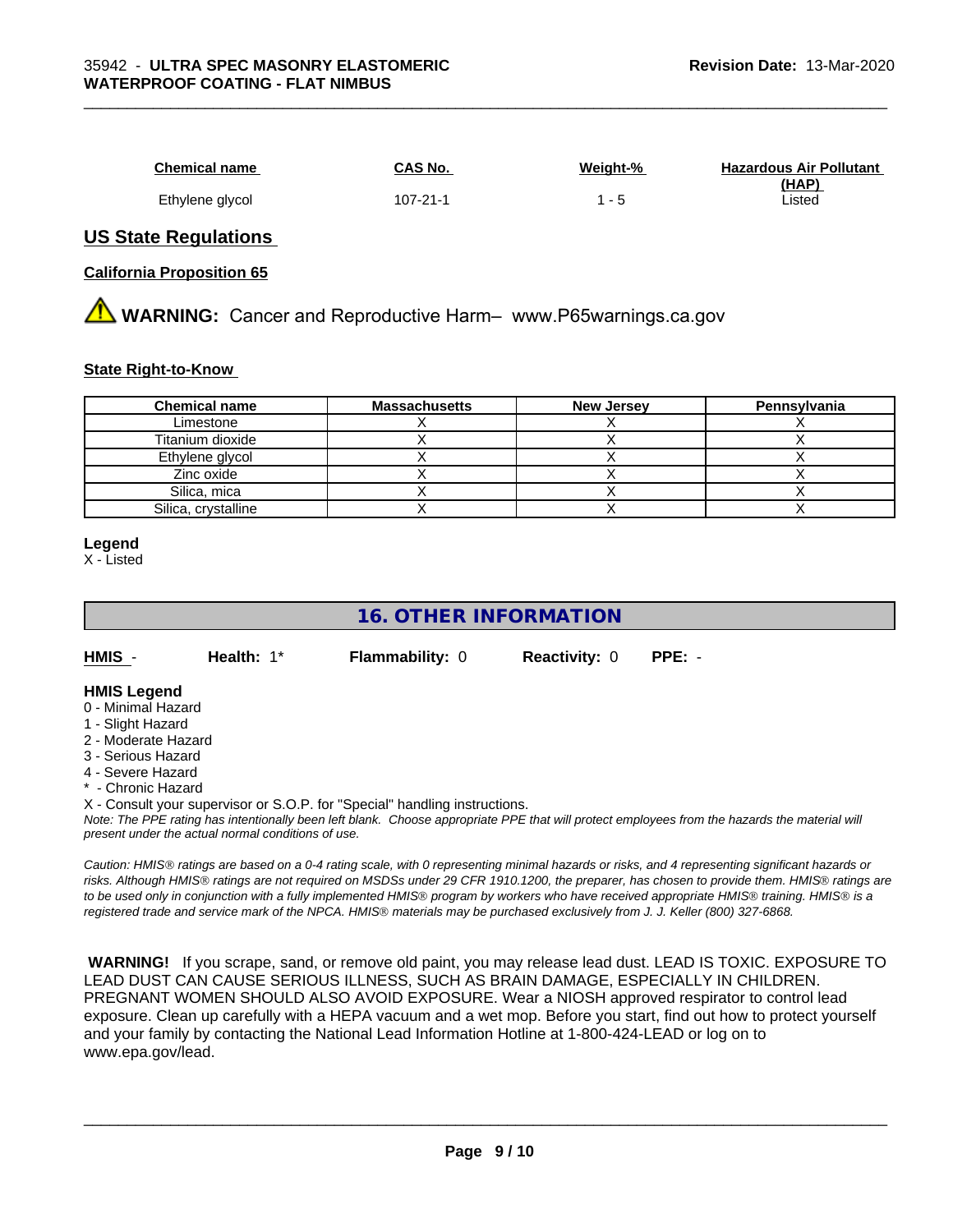| Chemical name | CAS No. | Weight-% | Hazardous Air Pollutant (HAP) |
| --- | --- | --- | --- |
| Ethylene glycol | 107-21-1 | 1 - 5 | Listed |

## US State Regulations

### California Proposition 65

⚠ **WARNING:** Cancer and Reproductive Harm– www.P65warnings.ca.gov

### State Right-to-Know

| Chemical name | Massachusetts | New Jersey | Pennsylvania |
| --- | --- | --- | --- |
| Limestone | X | X | X |
| Titanium dioxide | X | X | X |
| Ethylene glycol | X | X | X |
| Zinc oxide | X | X | X |
| Silica, mica | X | X | X |
| Silica, crystalline | X | X | X |

**Legend**
X - Listed

## 16. OTHER INFORMATION

**HMIS** - **Health:** 1* **Flammability:** 0 **Reactivity:** 0 **PPE:** -

**HMIS Legend**
0 - Minimal Hazard
1 - Slight Hazard
2 - Moderate Hazard
3 - Serious Hazard
4 - Severe Hazard
* - Chronic Hazard
X - Consult your supervisor or S.O.P. for "Special" handling instructions.

*Note: The PPE rating has intentionally been left blank. Choose appropriate PPE that will protect employees from the hazards the material will present under the actual normal conditions of use.*

*Caution: HMIS® ratings are based on a 0-4 rating scale, with 0 representing minimal hazards or risks, and 4 representing significant hazards or risks. Although HMIS® ratings are not required on MSDSs under 29 CFR 1910.1200, the preparer, has chosen to provide them. HMIS® ratings are to be used only in conjunction with a fully implemented HMIS® program by workers who have received appropriate HMIS® training. HMIS® is a registered trade and service mark of the NPCA. HMIS® materials may be purchased exclusively from J. J. Keller (800) 327-6868.*

**WARNING!** If you scrape, sand, or remove old paint, you may release lead dust. LEAD IS TOXIC. EXPOSURE TO LEAD DUST CAN CAUSE SERIOUS ILLNESS, SUCH AS BRAIN DAMAGE, ESPECIALLY IN CHILDREN. PREGNANT WOMEN SHOULD ALSO AVOID EXPOSURE. Wear a NIOSH approved respirator to control lead exposure. Clean up carefully with a HEPA vacuum and a wet mop. Before you start, find out how to protect yourself and your family by contacting the National Lead Information Hotline at 1-800-424-LEAD or log on to www.epa.gov/lead.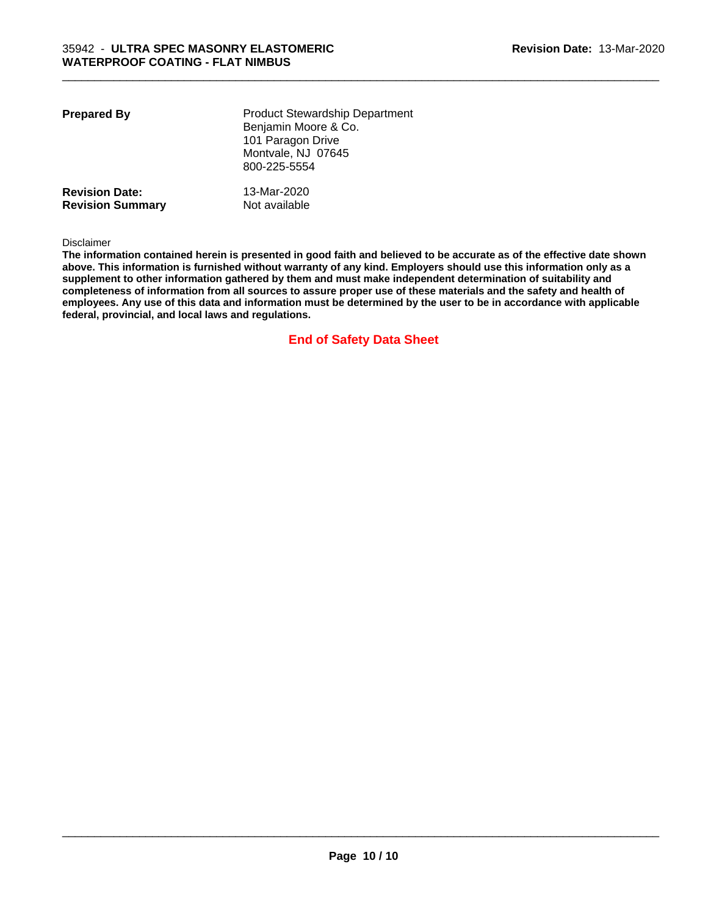| | |
|---|---|
| **Prepared By** | Product Stewardship Department<br>Benjamin Moore & Co.<br>101 Paragon Drive<br>Montvale, NJ 07645<br>800-225-5554 |
| **Revision Date:** | 13-Mar-2020 |
| **Revision Summary** | Not available |

Disclaimer

**The information contained herein is presented in good faith and believed to be accurate as of the effective date shown above. This information is furnished without warranty of any kind. Employers should use this information only as a supplement to other information gathered by them and must make independent determination of suitability and completeness of information from all sources to assure proper use of these materials and the safety and health of employees. Any use of this data and information must be determined by the user to be in accordance with applicable federal, provincial, and local laws and regulations.**

**End of Safety Data Sheet**